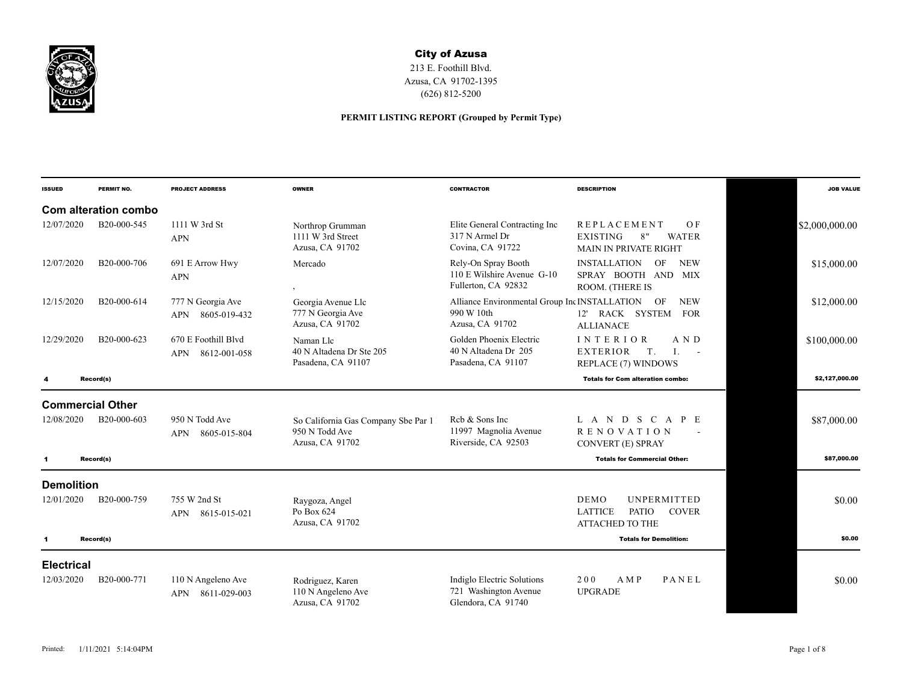# City of Azusa

213 E. Foothill Blvd.
Azusa, CA 91702-1395
(626) 812-5200

**PERMIT LISTING REPORT (Grouped by Permit Type)**

| ISSUED | PERMIT NO. | PROJECT ADDRESS | OWNER | CONTRACTOR | DESCRIPTION | JOB VALUE |
|---|---|---|---|---|---|---|
| **Com alteration combo** | | | | | | |
| 12/07/2020 | B20-000-545 | 1111 W 3rd St APN | Northrop Grumman 1111 W 3rd Street Azusa, CA 91702 | Elite General Contracting Inc 317 N Armel Dr Covina, CA 91722 | REPLACEMENT OF EXISTING 8" WATER MAIN IN PRIVATE RIGHT | $2,000,000.00 |
| 12/07/2020 | B20-000-706 | 691 E Arrow Hwy APN | Mercado , | Rely-On Spray Booth 110 E Wilshire Avenue G-10 Fullerton, CA 92832 | INSTALLATION OF NEW SPRAY BOOTH AND MIX ROOM. (THERE IS | $15,000.00 |
| 12/15/2020 | B20-000-614 | 777 N Georgia Ave APN 8605-019-432 | Georgia Avenue Llc 777 N Georgia Ave Azusa, CA 91702 | Alliance Environmental Group Inc 990 W 10th Azusa, CA 91702 | INSTALLATION OF NEW 12' RACK SYSTEM FOR ALLIANACE | $12,000.00 |
| 12/29/2020 | B20-000-623 | 670 E Foothill Blvd APN 8612-001-058 | Naman Llc 40 N Altadena Dr Ste 205 Pasadena, CA 91107 | Golden Phoenix Electric 40 N Altadena Dr 205 Pasadena, CA 91107 | INTERIOR AND EXTERIOR T. I. - REPLACE (7) WINDOWS | $100,000.00 |
| **4 Record(s)** | | | | | **Totals for Com alteration combo:** | **$2,127,000.00** |
| **Commercial Other** | | | | | | |
| 12/08/2020 | B20-000-603 | 950 N Todd Ave APN 8605-015-804 | So California Gas Company Sbe Par 1 950 N Todd Ave Azusa, CA 91702 | Rcb & Sons Inc 11997 Magnolia Avenue Riverside, CA 92503 | LANDSCAPE RENOVATION - CONVERT (E) SPRAY | $87,000.00 |
| **1 Record(s)** | | | | | **Totals for Commercial Other:** | **$87,000.00** |
| **Demolition** | | | | | | |
| 12/01/2020 | B20-000-759 | 755 W 2nd St APN 8615-015-021 | Raygoza, Angel Po Box 624 Azusa, CA 91702 | | DEMO UNPERMITTED LATTICE PATIO COVER ATTACHED TO THE | $0.00 |
| **1 Record(s)** | | | | | **Totals for Demolition:** | **$0.00** |
| **Electrical** | | | | | | |
| 12/03/2020 | B20-000-771 | 110 N Angeleno Ave APN 8611-029-003 | Rodriguez, Karen 110 N Angeleno Ave Azusa, CA 91702 | Indiglo Electric Solutions 721 Washington Avenue Glendora, CA 91740 | 200 AMP PANEL UPGRADE | $0.00 |

Printed: 1/11/2021 5:14:04PM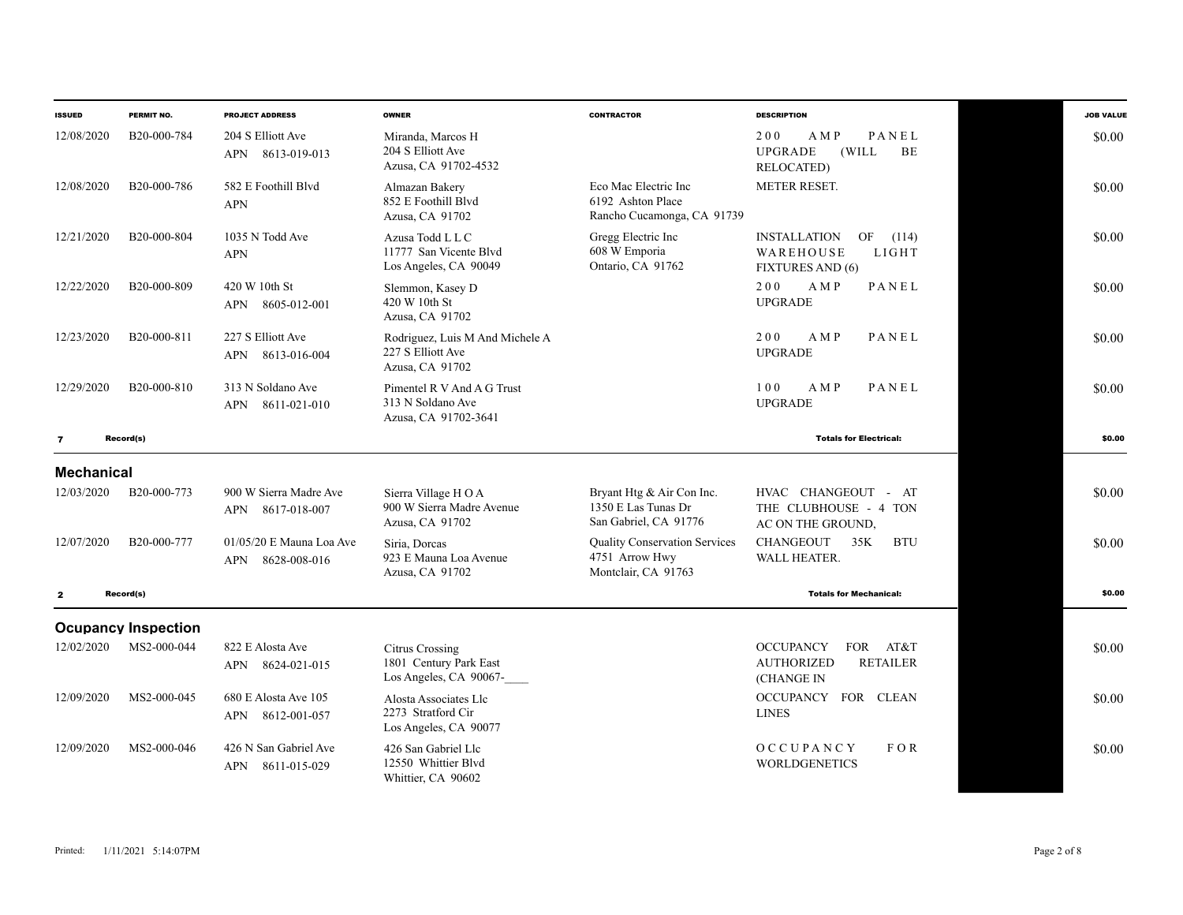| ISSUED | PERMIT NO. | PROJECT ADDRESS | OWNER | CONTRACTOR | DESCRIPTION | | JOB VALUE |
|---|---|---|---|---|---|---|---|
| 12/08/2020 | B20-000-784 | 204 S Elliott Ave<br>APN 8613-019-013 | Miranda, Marcos H<br>204 S Elliott Ave<br>Azusa, CA 91702-4532 | | 200 AMP PANEL UPGRADE (WILL BE RELOCATED) | | $0.00 |
| 12/08/2020 | B20-000-786 | 582 E Foothill Blvd<br>APN | Almazan Bakery<br>852 E Foothill Blvd<br>Azusa, CA 91702 | Eco Mac Electric Inc<br>6192 Ashton Place<br>Rancho Cucamonga, CA 91739 | METER RESET. | | $0.00 |
| 12/21/2020 | B20-000-804 | 1035 N Todd Ave<br>APN | Azusa Todd L L C<br>11777 San Vicente Blvd<br>Los Angeles, CA 90049 | Gregg Electric Inc<br>608 W Emporia<br>Ontario, CA 91762 | INSTALLATION OF (114) WAREHOUSE LIGHT FIXTURES AND (6) | | $0.00 |
| 12/22/2020 | B20-000-809 | 420 W 10th St<br>APN 8605-012-001 | Slemmon, Kasey D<br>420 W 10th St<br>Azusa, CA 91702 | | 200 AMP PANEL UPGRADE | | $0.00 |
| 12/23/2020 | B20-000-811 | 227 S Elliott Ave<br>APN 8613-016-004 | Rodriguez, Luis M And Michele A<br>227 S Elliott Ave<br>Azusa, CA 91702 | | 200 AMP PANEL UPGRADE | | $0.00 |
| 12/29/2020 | B20-000-810 | 313 N Soldano Ave<br>APN 8611-021-010 | Pimentel R V And A G Trust<br>313 N Soldano Ave<br>Azusa, CA 91702-3641 | | 100 AMP PANEL UPGRADE | | $0.00 |
| **7** | **Record(s)** | | | | **Totals for Electrical:** | | **$0.00** |

## Mechanical

| ISSUED | PERMIT NO. | PROJECT ADDRESS | OWNER | CONTRACTOR | DESCRIPTION | | JOB VALUE |
|---|---|---|---|---|---|---|---|
| 12/03/2020 | B20-000-773 | 900 W Sierra Madre Ave<br>APN 8617-018-007 | Sierra Village H O A<br>900 W Sierra Madre Avenue<br>Azusa, CA 91702 | Bryant Htg & Air Con Inc.<br>1350 E Las Tunas Dr<br>San Gabriel, CA 91776 | HVAC CHANGEOUT - AT THE CLUBHOUSE - 4 TON AC ON THE GROUND, | | $0.00 |
| 12/07/2020 | B20-000-777 | 01/05/20 E Mauna Loa Ave<br>APN 8628-008-016 | Siria, Dorcas<br>923 E Mauna Loa Avenue<br>Azusa, CA 91702 | Quality Conservation Services<br>4751 Arrow Hwy<br>Montclair, CA 91763 | CHANGEOUT 35K BTU WALL HEATER. | | $0.00 |
| **2** | **Record(s)** | | | | **Totals for Mechanical:** | | **$0.00** |

## Ocupancy Inspection

| ISSUED | PERMIT NO. | PROJECT ADDRESS | OWNER | CONTRACTOR | DESCRIPTION | | JOB VALUE |
|---|---|---|---|---|---|---|---|
| 12/02/2020 | MS2-000-044 | 822 E Alosta Ave<br>APN 8624-021-015 | Citrus Crossing<br>1801 Century Park East<br>Los Angeles, CA 90067-____ | | OCCUPANCY FOR AT&T AUTHORIZED RETAILER (CHANGE IN | | $0.00 |
| 12/09/2020 | MS2-000-045 | 680 E Alosta Ave 105<br>APN 8612-001-057 | Alosta Associates Llc<br>2273 Stratford Cir<br>Los Angeles, CA 90077 | | OCCUPANCY FOR CLEAN LINES | | $0.00 |
| 12/09/2020 | MS2-000-046 | 426 N San Gabriel Ave<br>APN 8611-015-029 | 426 San Gabriel Llc<br>12550 Whittier Blvd<br>Whittier, CA 90602 | | OCCUPANCY FOR WORLDGENETICS | | $0.00 |

Printed: 1/11/2021 5:14:07PM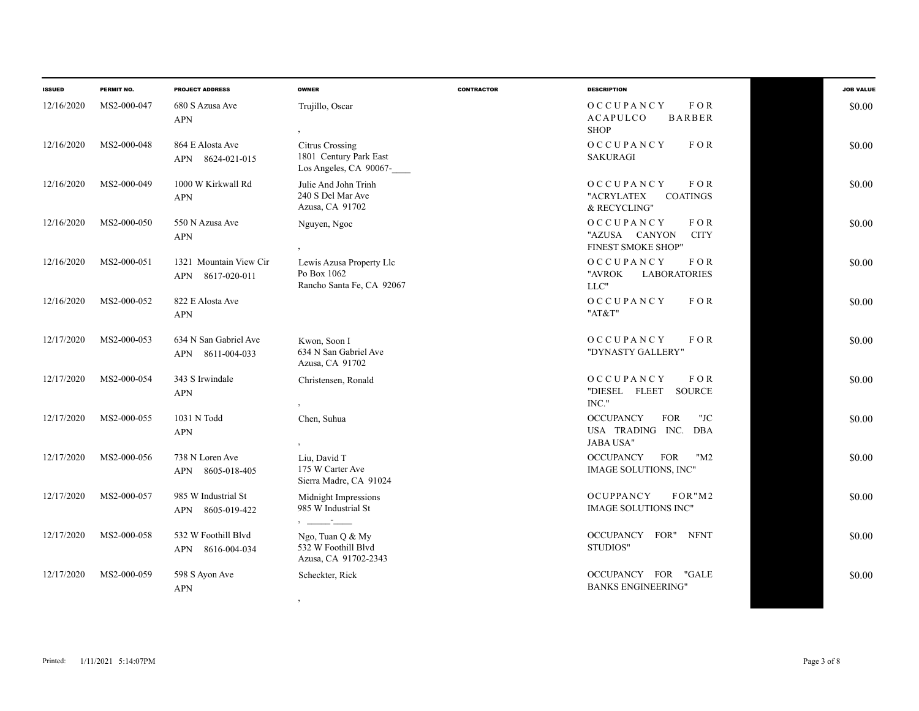| ISSUED | PERMIT NO. | PROJECT ADDRESS | OWNER | CONTRACTOR | DESCRIPTION | | JOB VALUE |
|---|---|---|---|---|---|---|---|
| 12/16/2020 | MS2-000-047 | 680 S Azusa Ave APN | Trujillo, Oscar , | | OCCUPANCY FOR ACAPULCO BARBER SHOP | | $0.00 |
| 12/16/2020 | MS2-000-048 | 864 E Alosta Ave APN 8624-021-015 | Citrus Crossing 1801 Century Park East Los Angeles, CA 90067-____ | | OCCUPANCY FOR SAKURAGI | | $0.00 |
| 12/16/2020 | MS2-000-049 | 1000 W Kirkwall Rd APN | Julie And John Trinh 240 S Del Mar Ave Azusa, CA 91702 | | OCCUPANCY FOR "ACRYLATEX COATINGS & RECYCLING" | | $0.00 |
| 12/16/2020 | MS2-000-050 | 550 N Azusa Ave APN | Nguyen, Ngoc , | | OCCUPANCY FOR "AZUSA CANYON CITY FINEST SMOKE SHOP" | | $0.00 |
| 12/16/2020 | MS2-000-051 | 1321 Mountain View Cir APN 8617-020-011 | Lewis Azusa Property Llc Po Box 1062 Rancho Santa Fe, CA 92067 | | OCCUPANCY FOR "AVROK LABORATORIES LLC" | | $0.00 |
| 12/16/2020 | MS2-000-052 | 822 E Alosta Ave APN | | | OCCUPANCY FOR "AT&T" | | $0.00 |
| 12/17/2020 | MS2-000-053 | 634 N San Gabriel Ave APN 8611-004-033 | Kwon, Soon I 634 N San Gabriel Ave Azusa, CA 91702 | | OCCUPANCY FOR "DYNASTY GALLERY" | | $0.00 |
| 12/17/2020 | MS2-000-054 | 343 S Irwindale APN | Christensen, Ronald , | | OCCUPANCY FOR "DIESEL FLEET SOURCE INC." | | $0.00 |
| 12/17/2020 | MS2-000-055 | 1031 N Todd APN | Chen, Suhua , | | OCCUPANCY FOR "JC USA TRADING INC. DBA JABA USA" | | $0.00 |
| 12/17/2020 | MS2-000-056 | 738 N Loren Ave APN 8605-018-405 | Liu, David T 175 W Carter Ave Sierra Madre, CA 91024 | | OCCUPANCY FOR "M2 IMAGE SOLUTIONS, INC" | | $0.00 |
| 12/17/2020 | MS2-000-057 | 985 W Industrial St APN 8605-019-422 | Midnight Impressions 985 W Industrial St , _____-____ | | OCUPPANCY FOR"M2 IMAGE SOLUTIONS INC" | | $0.00 |
| 12/17/2020 | MS2-000-058 | 532 W Foothill Blvd APN 8616-004-034 | Ngo, Tuan Q & My 532 W Foothill Blvd Azusa, CA 91702-2343 | | OCCUPANCY FOR" NFNT STUDIOS" | | $0.00 |
| 12/17/2020 | MS2-000-059 | 598 S Ayon Ave APN | Scheckter, Rick , | | OCCUPANCY FOR "GALE BANKS ENGINEERING" | | $0.00 |

Printed: 1/11/2021 5:14:07PM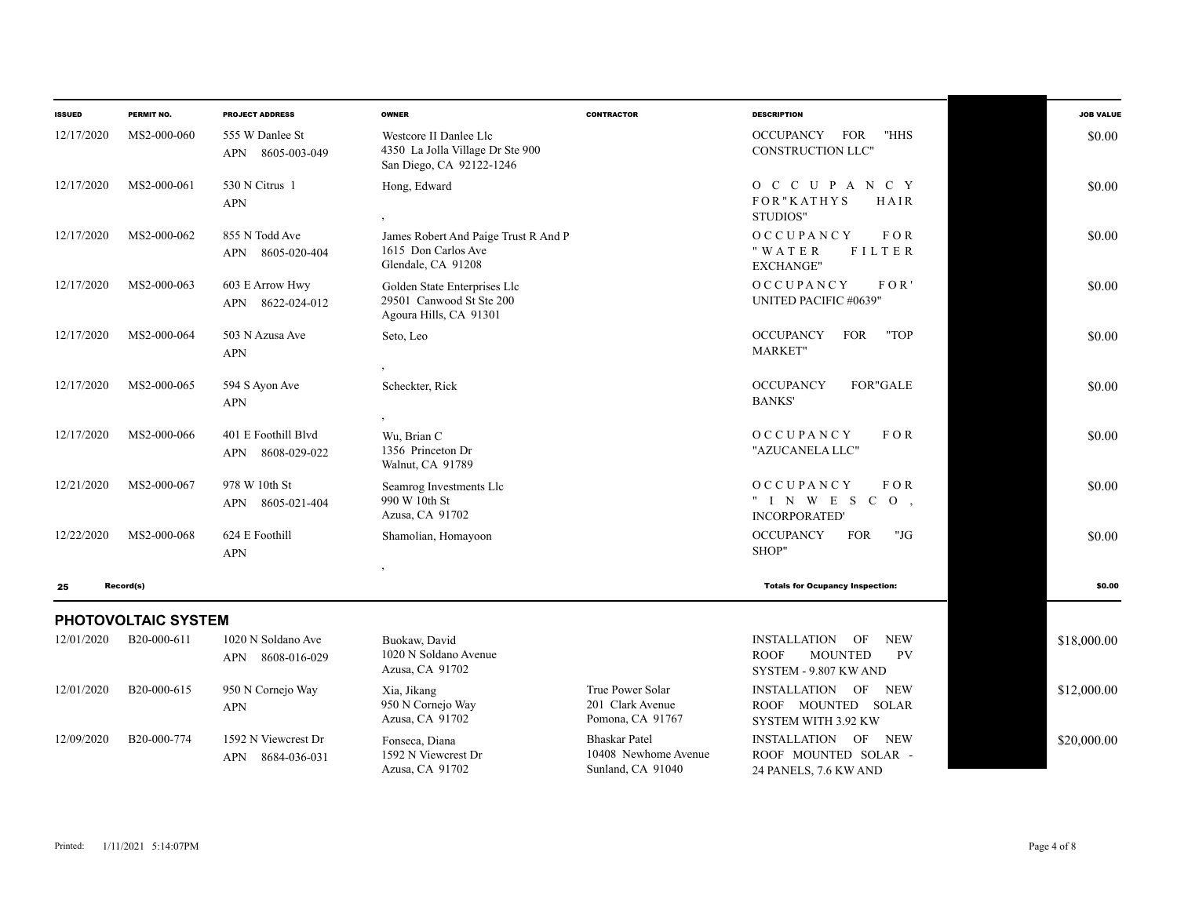| ISSUED | PERMIT NO. | PROJECT ADDRESS | OWNER | CONTRACTOR | DESCRIPTION | | JOB VALUE |
|---|---|---|---|---|---|---|---|
| 12/17/2020 | MS2-000-060 | 555 W Danlee St<br>APN 8605-003-049 | Westcore II Danlee Llc<br>4350 La Jolla Village Dr Ste 900<br>San Diego, CA 92122-1246 | | OCCUPANCY FOR "HHS CONSTRUCTION LLC" | | $0.00 |
| 12/17/2020 | MS2-000-061 | 530 N Citrus 1<br>APN | Hong, Edward<br>, | | OCCUPANCY FOR"KATHYS HAIR STUDIOS" | | $0.00 |
| 12/17/2020 | MS2-000-062 | 855 N Todd Ave<br>APN 8605-020-404 | James Robert And Paige Trust R And P<br>1615 Don Carlos Ave<br>Glendale, CA 91208 | | OCCUPANCY FOR "WATER FILTER EXCHANGE" | | $0.00 |
| 12/17/2020 | MS2-000-063 | 603 E Arrow Hwy<br>APN 8622-024-012 | Golden State Enterprises Llc<br>29501 Canwood St Ste 200<br>Agoura Hills, CA 91301 | | OCCUPANCY FOR' UNITED PACIFIC #0639" | | $0.00 |
| 12/17/2020 | MS2-000-064 | 503 N Azusa Ave<br>APN | Seto, Leo<br>, | | OCCUPANCY FOR "TOP MARKET" | | $0.00 |
| 12/17/2020 | MS2-000-065 | 594 S Ayon Ave<br>APN | Scheckter, Rick<br>, | | OCCUPANCY FOR"GALE BANKS' | | $0.00 |
| 12/17/2020 | MS2-000-066 | 401 E Foothill Blvd<br>APN 8608-029-022 | Wu, Brian C<br>1356 Princeton Dr<br>Walnut, CA 91789 | | OCCUPANCY FOR "AZUCANELA LLC" | | $0.00 |
| 12/21/2020 | MS2-000-067 | 978 W 10th St<br>APN 8605-021-404 | Seamrog Investments Llc<br>990 W 10th St<br>Azusa, CA 91702 | | OCCUPANCY FOR "INWESCO, INCORPORATED' | | $0.00 |
| 12/22/2020 | MS2-000-068 | 624 E Foothill<br>APN | Shamolian, Homayoon<br>, | | OCCUPANCY FOR "JG SHOP" | | $0.00 |
| **25** | **Record(s)** | | | | **Totals for Ocupancy Inspection:** | | **$0.00** |

## PHOTOVOLTAIC SYSTEM

| ISSUED | PERMIT NO. | PROJECT ADDRESS | OWNER | CONTRACTOR | DESCRIPTION | | JOB VALUE |
|---|---|---|---|---|---|---|---|
| 12/01/2020 | B20-000-611 | 1020 N Soldano Ave<br>APN 8608-016-029 | Buokaw, David<br>1020 N Soldano Avenue<br>Azusa, CA 91702 | | INSTALLATION OF NEW ROOF MOUNTED PV SYSTEM - 9.807 KW AND | | $18,000.00 |
| 12/01/2020 | B20-000-615 | 950 N Cornejo Way<br>APN | Xia, Jikang<br>950 N Cornejo Way<br>Azusa, CA 91702 | True Power Solar<br>201 Clark Avenue<br>Pomona, CA 91767 | INSTALLATION OF NEW ROOF MOUNTED SOLAR SYSTEM WITH 3.92 KW | | $12,000.00 |
| 12/09/2020 | B20-000-774 | 1592 N Viewcrest Dr<br>APN 8684-036-031 | Fonseca, Diana<br>1592 N Viewcrest Dr<br>Azusa, CA 91702 | Bhaskar Patel<br>10408 Newhome Avenue<br>Sunland, CA 91040 | INSTALLATION OF NEW ROOF MOUNTED SOLAR - 24 PANELS, 7.6 KW AND | | $20,000.00 |

Printed: 1/11/2021 5:14:07PM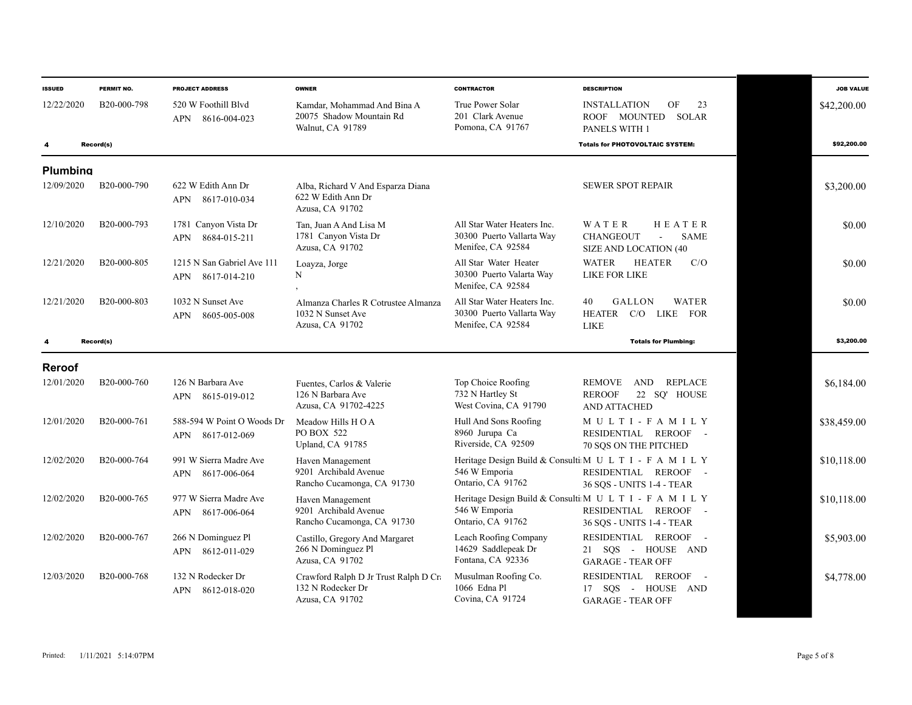| ISSUED | PERMIT NO. | PROJECT ADDRESS | OWNER | CONTRACTOR | DESCRIPTION | | JOB VALUE |
|---|---|---|---|---|---|---|---|
| 12/22/2020 | B20-000-798 | 520 W Foothill Blvd<br>APN 8616-004-023 | Kamdar, Mohammad And Bina A<br>20075 Shadow Mountain Rd<br>Walnut, CA 91789 | True Power Solar<br>201 Clark Avenue<br>Pomona, CA 91767 | INSTALLATION OF 23 ROOF MOUNTED SOLAR PANELS WITH 1 | | $42,200.00 |
| **4** | **Record(s)** | | | | **Totals for PHOTOVOLTAIC SYSTEM:** | | **$92,200.00** |

## Plumbing

| ISSUED | PERMIT NO. | PROJECT ADDRESS | OWNER | CONTRACTOR | DESCRIPTION | | JOB VALUE |
|---|---|---|---|---|---|---|---|
| 12/09/2020 | B20-000-790 | 622 W Edith Ann Dr<br>APN 8617-010-034 | Alba, Richard V And Esparza Diana<br>622 W Edith Ann Dr<br>Azusa, CA 91702 | | SEWER SPOT REPAIR | | $3,200.00 |
| 12/10/2020 | B20-000-793 | 1781 Canyon Vista Dr<br>APN 8684-015-211 | Tan, Juan A And Lisa M<br>1781 Canyon Vista Dr<br>Azusa, CA 91702 | All Star Water Heaters Inc.<br>30300 Puerto Vallarta Way<br>Menifee, CA 92584 | WATER HEATER CHANGEOUT - SAME SIZE AND LOCATION (40 | | $0.00 |
| 12/21/2020 | B20-000-805 | 1215 N San Gabriel Ave 111<br>APN 8617-014-210 | Loayza, Jorge<br>N<br>, | All Star Water Heater<br>30300 Puerto Valarta Way<br>Menifee, CA 92584 | WATER HEATER C/O LIKE FOR LIKE | | $0.00 |
| 12/21/2020 | B20-000-803 | 1032 N Sunset Ave<br>APN 8605-005-008 | Almanza Charles R Cotrustee Almanza<br>1032 N Sunset Ave<br>Azusa, CA 91702 | All Star Water Heaters Inc.<br>30300 Puerto Vallarta Way<br>Menifee, CA 92584 | 40 GALLON WATER HEATER C/O LIKE FOR LIKE | | $0.00 |
| **4** | **Record(s)** | | | | **Totals for Plumbing:** | | **$3,200.00** |

## Reroof

| ISSUED | PERMIT NO. | PROJECT ADDRESS | OWNER | CONTRACTOR | DESCRIPTION | | JOB VALUE |
|---|---|---|---|---|---|---|---|
| 12/01/2020 | B20-000-760 | 126 N Barbara Ave<br>APN 8615-019-012 | Fuentes, Carlos & Valerie<br>126 N Barbara Ave<br>Azusa, CA 91702-4225 | Top Choice Roofing<br>732 N Hartley St<br>West Covina, CA 91790 | REMOVE AND REPLACE REROOF 22 SQ' HOUSE AND ATTACHED | | $6,184.00 |
| 12/01/2020 | B20-000-761 | 588-594 W Point O Woods Dr<br>APN 8617-012-069 | Meadow Hills H O A<br>PO BOX 522<br>Upland, CA 91785 | Hull And Sons Roofing<br>8960 Jurupa Ca<br>Riverside, CA 92509 | MULTI-FAMILY RESIDENTIAL REROOF - 70 SQS ON THE PITCHED | | $38,459.00 |
| 12/02/2020 | B20-000-764 | 991 W Sierra Madre Ave<br>APN 8617-006-064 | Haven Management<br>9201 Archibald Avenue<br>Rancho Cucamonga, CA 91730 | Heritage Design Build & Consulti<br>546 W Emporia<br>Ontario, CA 91762 | MULTI-FAMILY RESIDENTIAL REROOF - 36 SQS - UNITS 1-4 - TEAR | | $10,118.00 |
| 12/02/2020 | B20-000-765 | 977 W Sierra Madre Ave<br>APN 8617-006-064 | Haven Management<br>9201 Archibald Avenue<br>Rancho Cucamonga, CA 91730 | Heritage Design Build & Consulti<br>546 W Emporia<br>Ontario, CA 91762 | MULTI-FAMILY RESIDENTIAL REROOF - 36 SQS - UNITS 1-4 - TEAR | | $10,118.00 |
| 12/02/2020 | B20-000-767 | 266 N Dominguez Pl<br>APN 8612-011-029 | Castillo, Gregory And Margaret<br>266 N Dominguez Pl<br>Azusa, CA 91702 | Leach Roofing Company<br>14629 Saddlepeak Dr<br>Fontana, CA 92336 | RESIDENTIAL REROOF - 21 SQS - HOUSE AND GARAGE - TEAR OFF | | $5,903.00 |
| 12/03/2020 | B20-000-768 | 132 N Rodecker Dr<br>APN 8612-018-020 | Crawford Ralph D Jr Trust Ralph D Cr<br>132 N Rodecker Dr<br>Azusa, CA 91702 | Musulman Roofing Co.<br>1066 Edna Pl<br>Covina, CA 91724 | RESIDENTIAL REROOF - 17 SQS - HOUSE AND GARAGE - TEAR OFF | | $4,778.00 |

Printed: 1/11/2021 5:14:07PM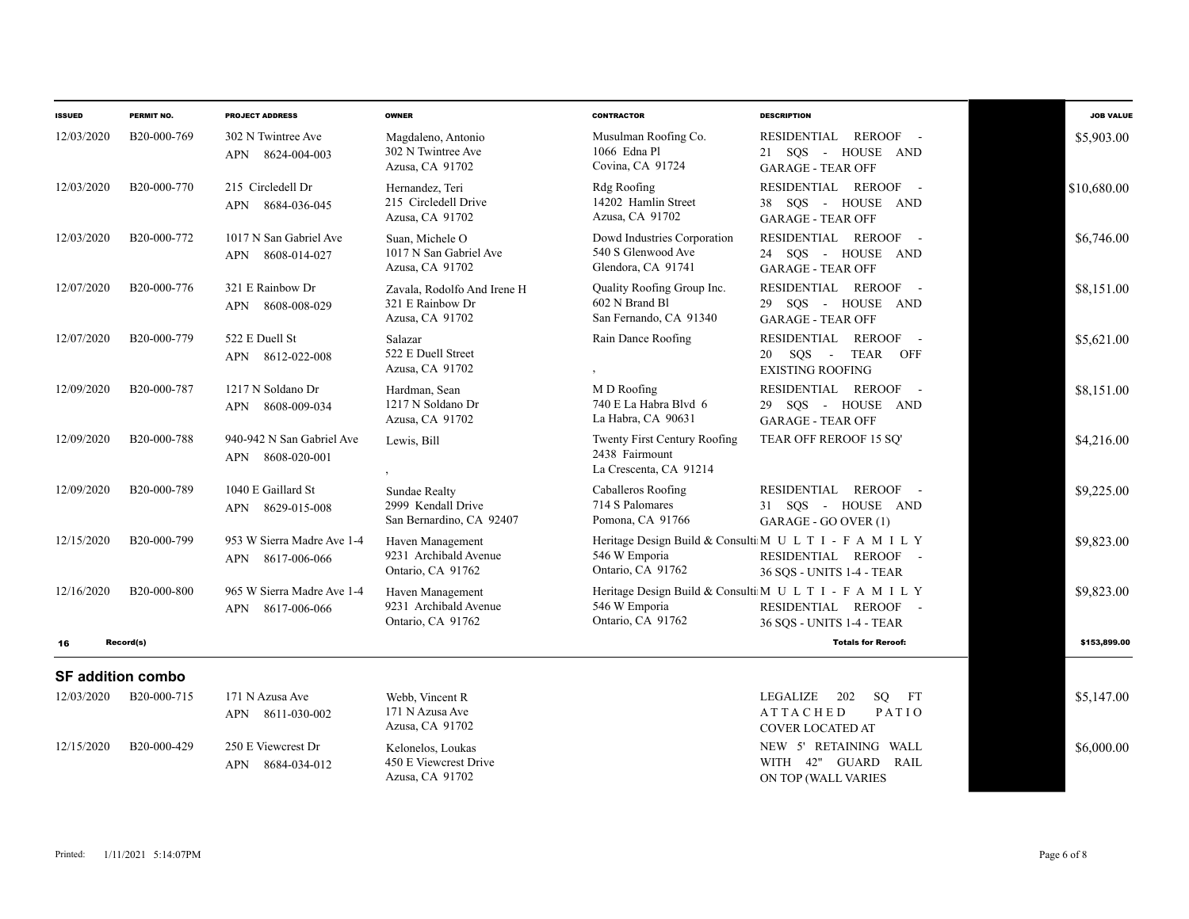| ISSUED | PERMIT NO. | PROJECT ADDRESS | OWNER | CONTRACTOR | DESCRIPTION | | JOB VALUE |
|---|---|---|---|---|---|---|---|
| 12/03/2020 | B20-000-769 | 302 N Twintree Ave<br>APN 8624-004-003 | Magdaleno, Antonio<br>302 N Twintree Ave<br>Azusa, CA 91702 | Musulman Roofing Co.<br>1066 Edna Pl<br>Covina, CA 91724 | RESIDENTIAL REROOF - 21 SQS - HOUSE AND GARAGE - TEAR OFF | | $5,903.00 |
| 12/03/2020 | B20-000-770 | 215 Circledell Dr<br>APN 8684-036-045 | Hernandez, Teri<br>215 Circledell Drive<br>Azusa, CA 91702 | Rdg Roofing<br>14202 Hamlin Street<br>Azusa, CA 91702 | RESIDENTIAL REROOF - 38 SQS - HOUSE AND GARAGE - TEAR OFF | | $10,680.00 |
| 12/03/2020 | B20-000-772 | 1017 N San Gabriel Ave<br>APN 8608-014-027 | Suan, Michele O<br>1017 N San Gabriel Ave<br>Azusa, CA 91702 | Dowd Industries Corporation<br>540 S Glenwood Ave<br>Glendora, CA 91741 | RESIDENTIAL REROOF - 24 SQS - HOUSE AND GARAGE - TEAR OFF | | $6,746.00 |
| 12/07/2020 | B20-000-776 | 321 E Rainbow Dr<br>APN 8608-008-029 | Zavala, Rodolfo And Irene H<br>321 E Rainbow Dr<br>Azusa, CA 91702 | Quality Roofing Group Inc.<br>602 N Brand Bl<br>San Fernando, CA 91340 | RESIDENTIAL REROOF - 29 SQS - HOUSE AND GARAGE - TEAR OFF | | $8,151.00 |
| 12/07/2020 | B20-000-779 | 522 E Duell St<br>APN 8612-022-008 | Salazar<br>522 E Duell Street<br>Azusa, CA 91702 | Rain Dance Roofing<br>, | RESIDENTIAL REROOF - 20 SQS - TEAR OFF EXISTING ROOFING | | $5,621.00 |
| 12/09/2020 | B20-000-787 | 1217 N Soldano Dr<br>APN 8608-009-034 | Hardman, Sean<br>1217 N Soldano Dr<br>Azusa, CA 91702 | M D Roofing<br>740 E La Habra Blvd 6<br>La Habra, CA 90631 | RESIDENTIAL REROOF - 29 SQS - HOUSE AND GARAGE - TEAR OFF | | $8,151.00 |
| 12/09/2020 | B20-000-788 | 940-942 N San Gabriel Ave<br>APN 8608-020-001 | Lewis, Bill<br>, | Twenty First Century Roofing<br>2438 Fairmount<br>La Crescenta, CA 91214 | TEAR OFF REROOF 15 SQ' | | $4,216.00 |
| 12/09/2020 | B20-000-789 | 1040 E Gaillard St<br>APN 8629-015-008 | Sundae Realty<br>2999 Kendall Drive<br>San Bernardino, CA 92407 | Caballeros Roofing<br>714 S Palomares<br>Pomona, CA 91766 | RESIDENTIAL REROOF - 31 SQS - HOUSE AND GARAGE - GO OVER (1) | | $9,225.00 |
| 12/15/2020 | B20-000-799 | 953 W Sierra Madre Ave 1-4<br>APN 8617-006-066 | Haven Management<br>9231 Archibald Avenue<br>Ontario, CA 91762 | Heritage Design Build & Consulti<br>546 W Emporia<br>Ontario, CA 91762 | MULTI-FAMILY RESIDENTIAL REROOF - 36 SQS - UNITS 1-4 - TEAR | | $9,823.00 |
| 12/16/2020 | B20-000-800 | 965 W Sierra Madre Ave 1-4<br>APN 8617-006-066 | Haven Management<br>9231 Archibald Avenue<br>Ontario, CA 91762 | Heritage Design Build & Consulti<br>546 W Emporia<br>Ontario, CA 91762 | MULTI-FAMILY RESIDENTIAL REROOF - 36 SQS - UNITS 1-4 - TEAR | | $9,823.00 |
| **16** | **Record(s)** | | | | **Totals for Reroof:** | | **$153,899.00** |

## SF addition combo

| ISSUED | PERMIT NO. | PROJECT ADDRESS | OWNER | CONTRACTOR | DESCRIPTION | | JOB VALUE |
|---|---|---|---|---|---|---|---|
| 12/03/2020 | B20-000-715 | 171 N Azusa Ave<br>APN 8611-030-002 | Webb, Vincent R<br>171 N Azusa Ave<br>Azusa, CA 91702 | | LEGALIZE 202 SQ FT ATTACHED PATIO COVER LOCATED AT | | $5,147.00 |
| 12/15/2020 | B20-000-429 | 250 E Viewcrest Dr<br>APN 8684-034-012 | Kelonelos, Loukas<br>450 E Viewcrest Drive<br>Azusa, CA 91702 | | NEW 5' RETAINING WALL WITH 42" GUARD RAIL ON TOP (WALL VARIES | | $6,000.00 |

Printed: 1/11/2021 5:14:07PM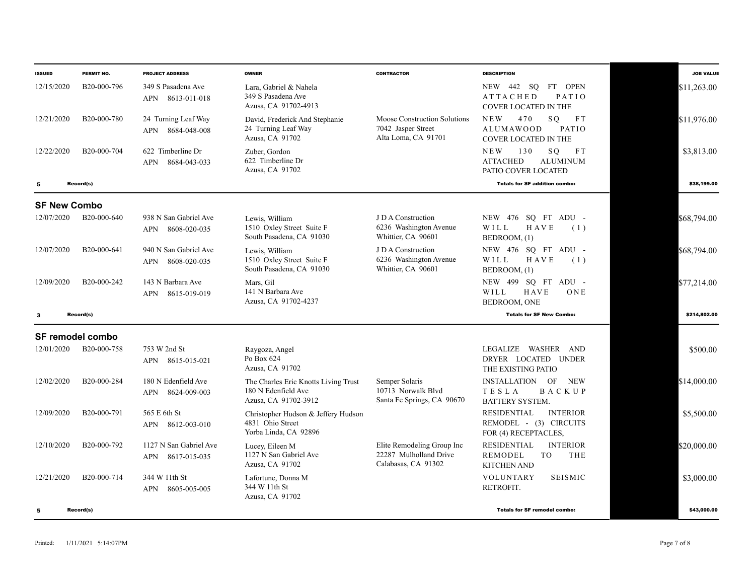| ISSUED | PERMIT NO. | PROJECT ADDRESS | OWNER | CONTRACTOR | DESCRIPTION | | JOB VALUE |
|---|---|---|---|---|---|---|---|
| 12/15/2020 | B20-000-796 | 349 S Pasadena Ave APN 8613-011-018 | Lara, Gabriel & Nahela 349 S Pasadena Ave Azusa, CA 91702-4913 | | NEW 442 SQ FT OPEN ATTACHED PATIO COVER LOCATED IN THE | | $11,263.00 |
| 12/21/2020 | B20-000-780 | 24 Turning Leaf Way APN 8684-048-008 | David, Frederick And Stephanie 24 Turning Leaf Way Azusa, CA 91702 | Moose Construction Solutions 7042 Jasper Street Alta Loma, CA 91701 | NEW 470 SQ FT ALUMAWOOD PATIO COVER LOCATED IN THE | | $11,976.00 |
| 12/22/2020 | B20-000-704 | 622 Timberline Dr APN 8684-043-033 | Zuber, Gordon 622 Timberline Dr Azusa, CA 91702 | | NEW 130 SQ FT ATTACHED ALUMINUM PATIO COVER LOCATED | | $3,813.00 |
| 5 | Record(s) | | | | **Totals for SF addition combo:** | | **$38,199.00** |

## SF New Combo

| ISSUED | PERMIT NO. | PROJECT ADDRESS | OWNER | CONTRACTOR | DESCRIPTION | | JOB VALUE |
|---|---|---|---|---|---|---|---|
| 12/07/2020 | B20-000-640 | 938 N San Gabriel Ave APN 8608-020-035 | Lewis, William 1510 Oxley Street Suite F South Pasadena, CA 91030 | J D A Construction 6236 Washington Avenue Whittier, CA 90601 | NEW 476 SQ FT ADU - WILL HAVE (1) BEDROOM, (1) | | $68,794.00 |
| 12/07/2020 | B20-000-641 | 940 N San Gabriel Ave APN 8608-020-035 | Lewis, William 1510 Oxley Street Suite F South Pasadena, CA 91030 | J D A Construction 6236 Washington Avenue Whittier, CA 90601 | NEW 476 SQ FT ADU - WILL HAVE (1) BEDROOM, (1) | | $68,794.00 |
| 12/09/2020 | B20-000-242 | 143 N Barbara Ave APN 8615-019-019 | Mars, Gil 141 N Barbara Ave Azusa, CA 91702-4237 | | NEW 499 SQ FT ADU - WILL HAVE ONE BEDROOM, ONE | | $77,214.00 |
| 3 | Record(s) | | | | **Totals for SF New Combo:** | | **$214,802.00** |

## SF remodel combo

| ISSUED | PERMIT NO. | PROJECT ADDRESS | OWNER | CONTRACTOR | DESCRIPTION | | JOB VALUE |
|---|---|---|---|---|---|---|---|
| 12/01/2020 | B20-000-758 | 753 W 2nd St APN 8615-015-021 | Raygoza, Angel Po Box 624 Azusa, CA 91702 | | LEGALIZE WASHER AND DRYER LOCATED UNDER THE EXISTING PATIO | | $500.00 |
| 12/02/2020 | B20-000-284 | 180 N Edenfield Ave APN 8624-009-003 | The Charles Eric Knotts Living Trust 180 N Edenfield Ave Azusa, CA 91702-3912 | Semper Solaris 10713 Norwalk Blvd Santa Fe Springs, CA 90670 | INSTALLATION OF NEW TESLA BACKUP BATTERY SYSTEM. | | $14,000.00 |
| 12/09/2020 | B20-000-791 | 565 E 6th St APN 8612-003-010 | Christopher Hudson & Jeffery Hudson 4831 Ohio Street Yorba Linda, CA 92896 | | RESIDENTIAL INTERIOR REMODEL - (3) CIRCUITS FOR (4) RECEPTACLES, | | $5,500.00 |
| 12/10/2020 | B20-000-792 | 1127 N San Gabriel Ave APN 8617-015-035 | Lucey, Eileen M 1127 N San Gabriel Ave Azusa, CA 91702 | Elite Remodeling Group Inc 22287 Mulholland Drive Calabasas, CA 91302 | RESIDENTIAL INTERIOR REMODEL TO THE KITCHEN AND | | $20,000.00 |
| 12/21/2020 | B20-000-714 | 344 W 11th St APN 8605-005-005 | Lafortune, Donna M 344 W 11th St Azusa, CA 91702 | | VOLUNTARY SEISMIC RETROFIT. | | $3,000.00 |
| 5 | Record(s) | | | | **Totals for SF remodel combo:** | | **$43,000.00** |

Printed: 1/11/2021 5:14:07PM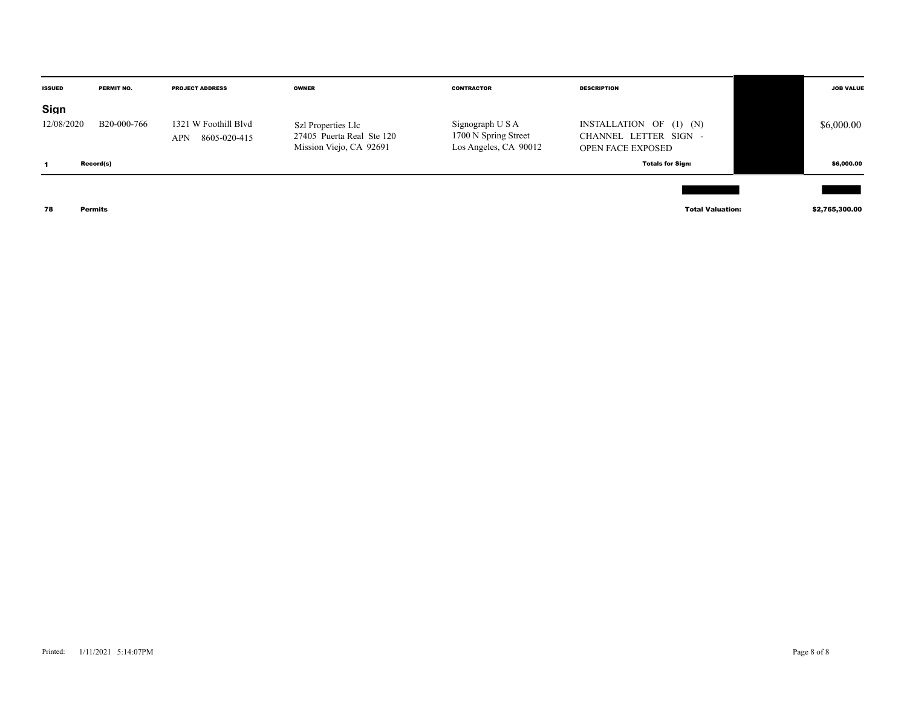| ISSUED | PERMIT NO. | PROJECT ADDRESS | OWNER | CONTRACTOR | DESCRIPTION | | JOB VALUE |
|---|---|---|---|---|---|---|---|
| **Sign** | | | | | | | |
| 12/08/2020 | B20-000-766 | 1321 W Foothill Blvd APN 8605-020-415 | Szl Properties Llc 27405 Puerta Real Ste 120 Mission Viejo, CA 92691 | Signograph U S A 1700 N Spring Street Los Angeles, CA 90012 | INSTALLATION OF (1) (N) CHANNEL LETTER SIGN - OPEN FACE EXPOSED | | $6,000.00 |
| **1** | **Record(s)** | | | | **Totals for Sign:** | | **$6,000.00** |

**78 Permits** **Total Valuation:** **$2,765,300.00**

Printed: 1/11/2021 5:14:07PM